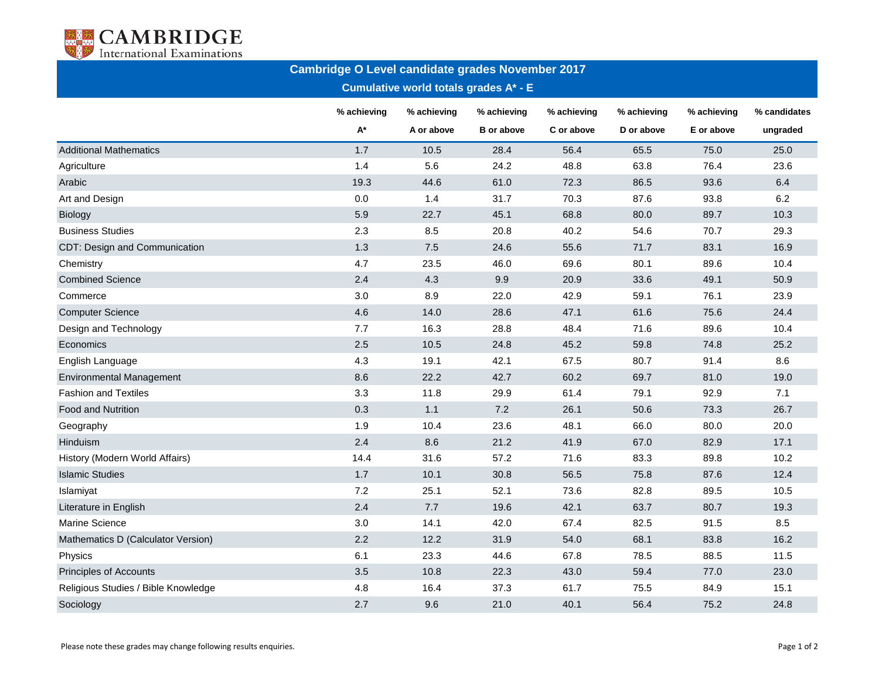CAMBRIDGE
International Examinations

# Cambridge O Level candidate grades November 2017

## Cumulative world totals grades A* - E

| | % achieving A* | % achieving A or above | % achieving B or above | % achieving C or above | % achieving D or above | % achieving E or above | % candidates ungraded |
|---|---|---|---|---|---|---|---|
| Additional Mathematics | 1.7 | 10.5 | 28.4 | 56.4 | 65.5 | 75.0 | 25.0 |
| Agriculture | 1.4 | 5.6 | 24.2 | 48.8 | 63.8 | 76.4 | 23.6 |
| Arabic | 19.3 | 44.6 | 61.0 | 72.3 | 86.5 | 93.6 | 6.4 |
| Art and Design | 0.0 | 1.4 | 31.7 | 70.3 | 87.6 | 93.8 | 6.2 |
| Biology | 5.9 | 22.7 | 45.1 | 68.8 | 80.0 | 89.7 | 10.3 |
| Business Studies | 2.3 | 8.5 | 20.8 | 40.2 | 54.6 | 70.7 | 29.3 |
| CDT: Design and Communication | 1.3 | 7.5 | 24.6 | 55.6 | 71.7 | 83.1 | 16.9 |
| Chemistry | 4.7 | 23.5 | 46.0 | 69.6 | 80.1 | 89.6 | 10.4 |
| Combined Science | 2.4 | 4.3 | 9.9 | 20.9 | 33.6 | 49.1 | 50.9 |
| Commerce | 3.0 | 8.9 | 22.0 | 42.9 | 59.1 | 76.1 | 23.9 |
| Computer Science | 4.6 | 14.0 | 28.6 | 47.1 | 61.6 | 75.6 | 24.4 |
| Design and Technology | 7.7 | 16.3 | 28.8 | 48.4 | 71.6 | 89.6 | 10.4 |
| Economics | 2.5 | 10.5 | 24.8 | 45.2 | 59.8 | 74.8 | 25.2 |
| English Language | 4.3 | 19.1 | 42.1 | 67.5 | 80.7 | 91.4 | 8.6 |
| Environmental Management | 8.6 | 22.2 | 42.7 | 60.2 | 69.7 | 81.0 | 19.0 |
| Fashion and Textiles | 3.3 | 11.8 | 29.9 | 61.4 | 79.1 | 92.9 | 7.1 |
| Food and Nutrition | 0.3 | 1.1 | 7.2 | 26.1 | 50.6 | 73.3 | 26.7 |
| Geography | 1.9 | 10.4 | 23.6 | 48.1 | 66.0 | 80.0 | 20.0 |
| Hinduism | 2.4 | 8.6 | 21.2 | 41.9 | 67.0 | 82.9 | 17.1 |
| History (Modern World Affairs) | 14.4 | 31.6 | 57.2 | 71.6 | 83.3 | 89.8 | 10.2 |
| Islamic Studies | 1.7 | 10.1 | 30.8 | 56.5 | 75.8 | 87.6 | 12.4 |
| Islamiyat | 7.2 | 25.1 | 52.1 | 73.6 | 82.8 | 89.5 | 10.5 |
| Literature in English | 2.4 | 7.7 | 19.6 | 42.1 | 63.7 | 80.7 | 19.3 |
| Marine Science | 3.0 | 14.1 | 42.0 | 67.4 | 82.5 | 91.5 | 8.5 |
| Mathematics D (Calculator Version) | 2.2 | 12.2 | 31.9 | 54.0 | 68.1 | 83.8 | 16.2 |
| Physics | 6.1 | 23.3 | 44.6 | 67.8 | 78.5 | 88.5 | 11.5 |
| Principles of Accounts | 3.5 | 10.8 | 22.3 | 43.0 | 59.4 | 77.0 | 23.0 |
| Religious Studies / Bible Knowledge | 4.8 | 16.4 | 37.3 | 61.7 | 75.5 | 84.9 | 15.1 |
| Sociology | 2.7 | 9.6 | 21.0 | 40.1 | 56.4 | 75.2 | 24.8 |

Please note these grades may change following results enquiries.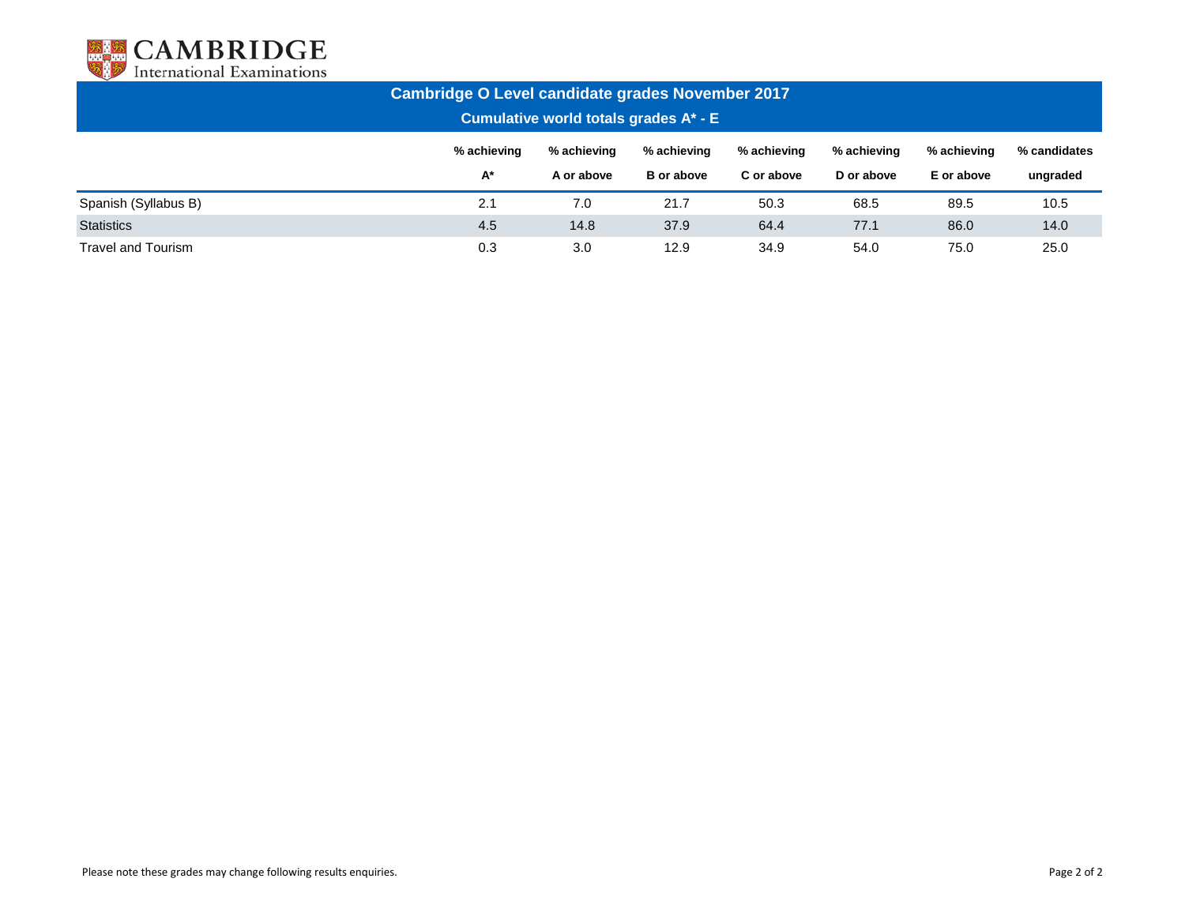## Cambridge O Level candidate grades November 2017

### Cumulative world totals grades A* - E

| | % achieving A* | % achieving A or above | % achieving B or above | % achieving C or above | % achieving D or above | % achieving E or above | % candidates ungraded |
|---|---|---|---|---|---|---|---|
| Spanish (Syllabus B) | 2.1 | 7.0 | 21.7 | 50.3 | 68.5 | 89.5 | 10.5 |
| Statistics | 4.5 | 14.8 | 37.9 | 64.4 | 77.1 | 86.0 | 14.0 |
| Travel and Tourism | 0.3 | 3.0 | 12.9 | 34.9 | 54.0 | 75.0 | 25.0 |

Please note these grades may change following results enquiries.